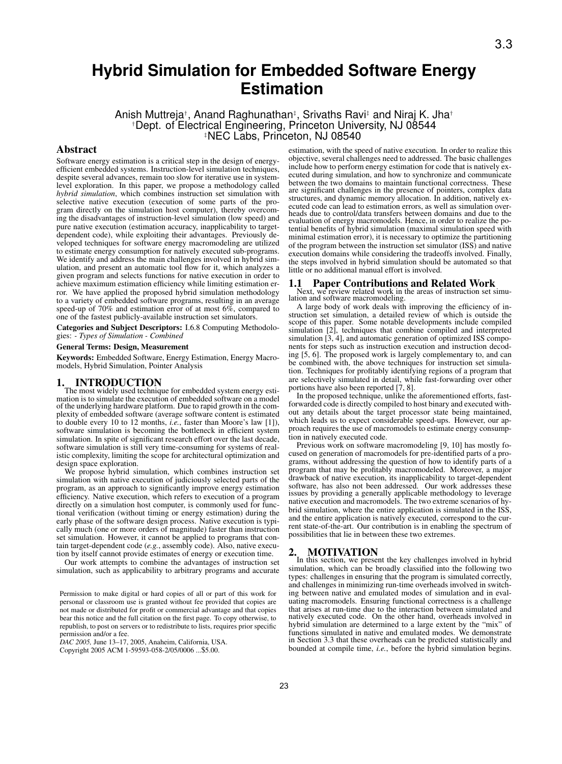# Hybrid Simulation for Embedded Software Energy Estimation

Anish Muttreja[†], Anand Raghunathan[‡], Srivaths Ravi[‡] and Niraj K. Jha[†]
[†]Dept. of Electrical Engineering, Princeton University, NJ 08544
[‡]NEC Labs, Princeton, NJ 08540

## Abstract

Software energy estimation is a critical step in the design of energy-efficient embedded systems. Instruction-level simulation techniques, despite several advances, remain too slow for iterative use in system-level exploration. In this paper, we propose a methodology called *hybrid simulation*, which combines instruction set simulation with selective native execution (execution of some parts of the program directly on the simulation host computer), thereby overcoming the disadvantages of instruction-level simulation (low speed) and pure native execution (estimation accuracy, inapplicability to target-dependent code), while exploiting their advantages. Previously developed techniques for software energy macromodeling are utilized to estimate energy consumption for natively executed sub-programs. We identify and address the main challenges involved in hybrid simulation, and present an automatic tool flow for it, which analyzes a given program and selects functions for native execution in order to achieve maximum estimation efficiency while limiting estimation error. We have applied the proposed hybrid simulation methodology to a variety of embedded software programs, resulting in an average speed-up of 70% and estimation error of at most 6%, compared to one of the fastest publicly-available instruction set simulators.

**Categories and Subject Descriptors:** I.6.8 Computing Methodologies: *- Types of Simulation - Combined*

**General Terms: Design, Measurement**

**Keywords:** Embedded Software, Energy Estimation, Energy Macromodels, Hybrid Simulation, Pointer Analysis

## 1. INTRODUCTION

The most widely used technique for embedded system energy estimation is to simulate the execution of embedded software on a model of the underlying hardware platform. Due to rapid growth in the complexity of embedded software (average software content is estimated to double every 10 to 12 months, *i.e.*, faster than Moore's law [1]), software simulation is becoming the bottleneck in efficient system simulation. In spite of significant research effort over the last decade, software simulation is still very time-consuming for systems of realistic complexity, limiting the scope for architectural optimization and design space exploration.

We propose hybrid simulation, which combines instruction set simulation with native execution of judiciously selected parts of the program, as an approach to significantly improve energy estimation efficiency. Native execution, which refers to execution of a program directly on a simulation host computer, is commonly used for functional verification (without timing or energy estimation) during the early phase of the software design process. Native execution is typically much (one or more orders of magnitude) faster than instruction set simulation. However, it cannot be applied to programs that contain target-dependent code (*e.g.*, assembly code). Also, native execution by itself cannot provide estimates of energy or execution time.

Our work attempts to combine the advantages of instruction set simulation, such as applicability to arbitrary programs and accurate estimation, with the speed of native execution. In order to realize this objective, several challenges need to addressed. The basic challenges include how to perform energy estimation for code that is natively executed during simulation, and how to synchronize and communicate between the two domains to maintain functional correctness. These are significant challenges in the presence of pointers, complex data structures, and dynamic memory allocation. In addition, natively executed code can lead to estimation errors, as well as simulation overheads due to control/data transfers between domains and due to the evaluation of energy macromodels. Hence, in order to realize the potential benefits of hybrid simulation (maximal simulation speed with minimal estimation error), it is necessary to optimize the partitioning of the program between the instruction set simulator (ISS) and native execution domains while considering the tradeoffs involved. Finally, the steps involved in hybrid simulation should be automated so that little or no additional manual effort is involved.

### 1.1 Paper Contributions and Related Work

Next, we review related work in the areas of instruction set simulation and software macromodeling.

A large body of work deals with improving the efficiency of instruction set simulation, a detailed review of which is outside the scope of this paper. Some notable developments include compiled simulation [2], techniques that combine compiled and interpreted simulation [3, 4], and automatic generation of optimized ISS components for steps such as instruction execution and instruction decoding [5, 6]. The proposed work is largely complementary to, and can be combined with, the above techniques for instruction set simulation. Techniques for profitably identifying regions of a program that are selectively simulated in detail, while fast-forwarding over other portions have also been reported [7, 8].

In the proposed technique, unlike the aforementioned efforts, fast-forwarded code is directly compiled to host binary and executed without any details about the target processor state being maintained, which leads us to expect considerable speed-ups. However, our approach requires the use of macromodels to estimate energy consumption in natively executed code.

Previous work on software macromodeling [9, 10] has mostly focused on generation of macromodels for pre-identified parts of a programs, without addressing the question of how to identify parts of a program that may be profitably macromodeled. Moreover, a major drawback of native execution, its inapplicability to target-dependent software, has also not been addressed. Our work addresses these issues by providing a generally applicable methodology to leverage native execution and macromodels. The two extreme scenarios of hybrid simulation, where the entire application is simulated in the ISS, and the entire application is natively executed, correspond to the current state-of-the-art. Our contribution is in enabling the spectrum of possibilities that lie in between these two extremes.

## 2. MOTIVATION

In this section, we present the key challenges involved in hybrid simulation, which can be broadly classified into the following two types: challenges in ensuring that the program is simulated correctly, and challenges in minimizing run-time overheads involved in switching between native and emulated modes of simulation and in evaluating macromodels. Ensuring functional correctness is a challenge that arises at run-time due to the interaction between simulated and natively executed code. On the other hand, overheads involved in hybrid simulation are determined to a large extent by the "mix" of functions simulated in native and emulated modes. We demonstrate in Section 3.3 that these overheads can be predicted statistically and bounded at compile time, *i.e.*, before the hybrid simulation begins.

Permission to make digital or hard copies of all or part of this work for personal or classroom use is granted without fee provided that copies are not made or distributed for profit or commercial advantage and that copies bear this notice and the full citation on the first page. To copy otherwise, to republish, to post on servers or to redistribute to lists, requires prior specific permission and/or a fee.
*DAC 2005,* June 13–17, 2005, Anaheim, California, USA.
Copyright 2005 ACM 1-59593-058-2/05/0006 ...$5.00.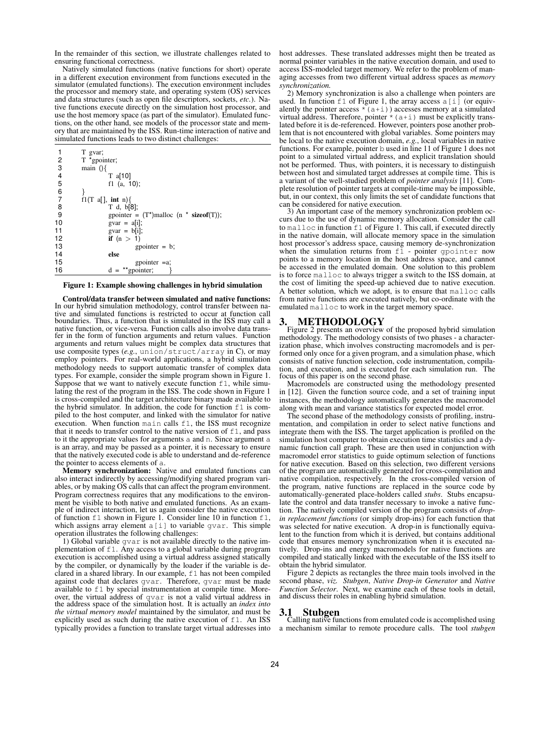In the remainder of this section, we illustrate challenges related to ensuring functional correctness.

Natively simulated functions (native functions for short) operate in a different execution environment from functions executed in the simulator (emulated functions). The execution environment includes the processor and memory state, and operating system (OS) services and data structures (such as open file descriptors, sockets, *etc.*). Native functions execute directly on the simulation host processor, and use the host memory space (as part of the simulator). Emulated functions, on the other hand, see models of the processor state and memory that are maintained by the ISS. Run-time interaction of native and simulated functions leads to two distinct challenges:

```
1    T gvar;
2    T *gpointer;
3    main (){
4         T a[10]
5         f1 (a, 10);
6    }
7    f1(T a[], int n){
8         T d, b[8];
9         gpointer = (T*)malloc (n * sizeof(T));
10        gvar = a[i];
11        gvar = b[i];
12        if (n > 1)
13             gpointer = b;
14        else
15             gpointer =a;
16        d = **gpointer;     }
```

**Figure 1: Example showing challenges in hybrid simulation**

**Control/data transfer between simulated and native functions:** In our hybrid simulation methodology, control transfer between native and simulated functions is restricted to occur at function call boundaries. Thus, a function that is simulated in the ISS may call a native function, or vice-versa. Function calls also involve data transfer in the form of function arguments and return values. Function arguments and return values might be complex data structures that use composite types (*e.g.*, `union/struct/array` in C), or may employ pointers. For real-world applications, a hybrid simulation methodology needs to support automatic transfer of complex data types. For example, consider the simple program shown in Figure 1. Suppose that we want to natively execute function `f1`, while simulating the rest of the program in the ISS. The code shown in Figure 1 is cross-compiled and the target architecture binary made available to the hybrid simulator. In addition, the code for function `f1` is compiled to the host computer, and linked with the simulator for native execution. When function `main` calls `f1`, the ISS must recognize that it needs to transfer control to the native version of `f1`, and pass to it the appropriate values for arguments `a` and `n`. Since argument `a` is an array, and may be passed as a pointer, it is necessary to ensure that the natively executed code is able to understand and de-reference the pointer to access elements of `a`.

**Memory synchronization:** Native and emulated functions can also interact indirectly by accessing/modifying shared program variables, or by making OS calls that can affect the program environment. Program correctness requires that any modifications to the environment be visible to both native and emulated functions. As an example of indirect interaction, let us again consider the native execution of function `f1` shown in Figure 1. Consider line 10 in function `f1`, which assigns array element `a[i]` to variable `gvar`. This simple operation illustrates the following challenges:

1) Global variable `gvar` is not available directly to the native implementation of `f1`. Any access to a global variable during program execution is accomplished using a virtual address assigned statically by the compiler, or dynamically by the loader if the variable is declared in a shared library. In our example, `f1` has not been compiled against code that declares `gvar`. Therefore, `gvar` must be made available to `f1` by special instrumentation at compile time. Moreover, the virtual address of `gvar` is not a valid virtual address in the address space of the simulation host. It is actually an *index into the virtual memory model* maintained by the simulator, and must be explicitly used as such during the native execution of `f1`. An ISS typically provides a function to translate target virtual addresses into host addresses. These translated addresses might then be treated as normal pointer variables in the native execution domain, and used to access ISS-modeled target memory. We refer to the problem of managing accesses from two different virtual address spaces as *memory synchronization.*

2) Memory synchronization is also a challenge when pointers are used. In function `f1` of Figure 1, the array access `a[i]` (or equivalently the pointer access `*(a+i)`) accesses memory at a simulated virtual address. Therefore, pointer `*(a+i)` must be explicitly translated before it is de-referenced. However, pointers pose another problem that is not encountered with global variables. Some pointers may be local to the native execution domain, *e.g.*, local variables in native functions. For example, pointer `b` used in line 11 of Figure 1 does not point to a simulated virtual address, and explicit translation should not be performed. Thus, with pointers, it is necessary to distinguish between host and simulated target addresses at compile time. This is a variant of the well-studied problem of *pointer analysis* [11]. Complete resolution of pointer targets at compile-time may be impossible, but, in our context, this only limits the set of candidate functions that can be considered for native execution.

3) An important case of the memory synchronization problem occurs due to the use of dynamic memory allocation. Consider the call to `malloc` in function `f1` of Figure 1. This call, if executed directly in the native domain, will allocate memory space in the simulation host processor's address space, causing memory de-synchronization when the simulation returns from `f1` - pointer `gpointer` now points to a memory location in the host address space, and cannot be accessed in the emulated domain. One solution to this problem is to force `malloc` to always trigger a switch to the ISS domain, at the cost of limiting the speed-up achieved due to native execution. A better solution, which we adopt, is to ensure that `malloc` calls from native functions are executed natively, but co-ordinate with the emulated `malloc` to work in the target memory space.

# 3. METHODOLOGY

Figure 2 presents an overview of the proposed hybrid simulation methodology. The methodology consists of two phases - a characterization phase, which involves constructing macromodels and is performed only once for a given program, and a simulation phase, which consists of native function selection, code instrumentation, compilation, and execution, and is executed for each simulation run. The focus of this paper is on the second phase.

Macromodels are constructed using the methodology presented in [12]. Given the function source code, and a set of training input instances, the methodology automatically generates the macromodel along with mean and variance statistics for expected model error.

The second phase of the methodology consists of profiling, instrumentation, and compilation in order to select native functions and integrate them with the ISS. The target application is profiled on the simulation host computer to obtain execution time statistics and a dynamic function call graph. These are then used in conjunction with macromodel error statistics to guide optimum selection of functions for native execution. Based on this selection, two different versions of the program are automatically generated for cross-compilation and native compilation, respectively. In the cross-compiled version of the program, native functions are replaced in the source code by automatically-generated place-holders called *stubs*. Stubs encapsulate the control and data transfer necessary to invoke a native function. The natively compiled version of the program consists of *drop-in replacement functions* (or simply drop-ins) for each function that was selected for native execution. A drop-in is functionally equivalent to the function from which it is derived, but contains additional code that ensures memory synchronization when it is executed natively. Drop-ins and energy macromodels for native functions are compiled and statically linked with the executable of the ISS itself to obtain the hybrid simulator.

Figure 2 depicts as rectangles the three main tools involved in the second phase, *viz. Stubgen*, *Native Drop-in Generator* and *Native Function Selector*. Next, we examine each of these tools in detail, and discuss their roles in enabling hybrid simulation.

## 3.1 Stubgen

Calling native functions from emulated code is accomplished using a mechanism similar to remote procedure calls. The tool *stubgen*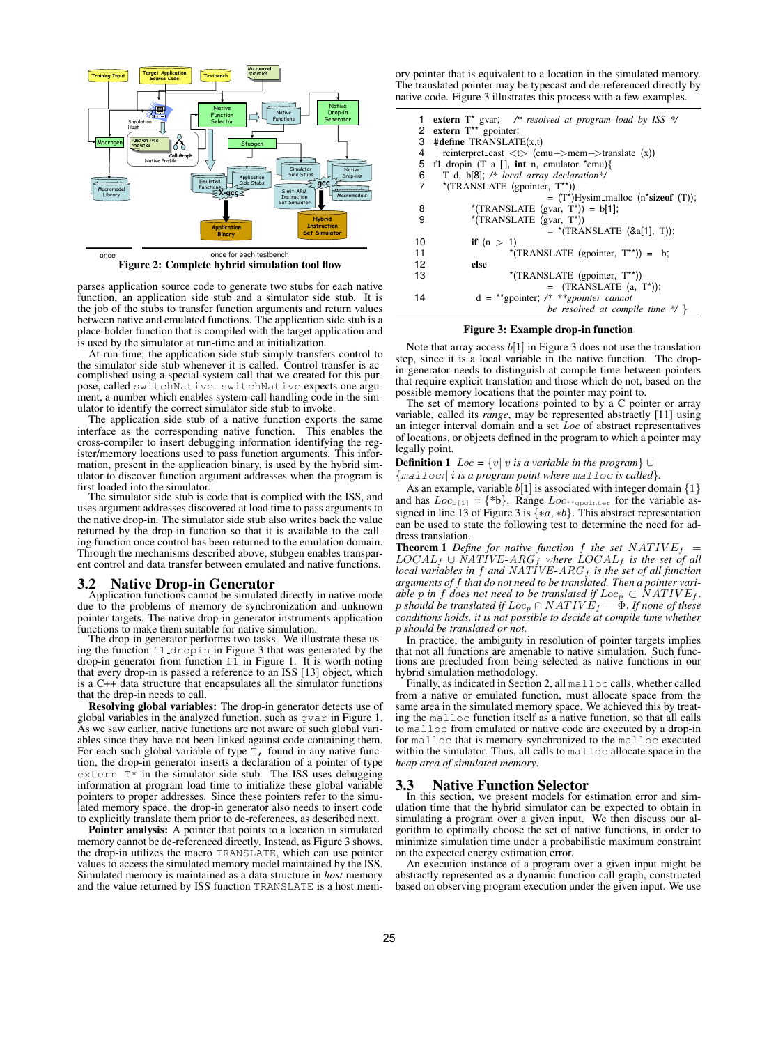Training Input
Target Application Source Code
Testbench
Macromodel statistics
Simulation Host
Native Function Selector
Native Functions
Native Drop-in Generator
Macrogen
Function Time Statistics
Call Graph
Native Profile
Stubgen
Macromodel Library
Emulated Functions
Application Side Stubs
Simulator Side Stubs
Native Drop-ins
X-gcc
Simit-ARM Instruction Set Simulator
gcc
Macromodels
Application Binary
Hybrid Instruction Set Simulator
once
once for each testbench

**Figure 2: Complete hybrid simulation tool flow**

parses application source code to generate two stubs for each native function, an application side stub and a simulator side stub. It is the job of the stubs to transfer function arguments and return values between native and emulated functions. The application side stub is a place-holder function that is compiled with the target application and is used by the simulator at run-time and at initialization.

At run-time, the application side stub simply transfers control to the simulator side stub whenever it is called. Control transfer is accomplished using a special system call that we created for this purpose, called `switchNative`. `switchNative` expects one argument, a number which enables system-call handling code in the simulator to identify the correct simulator side stub to invoke.

The application side stub of a native function exports the same interface as the corresponding native function. This enables the cross-compiler to insert debugging information identifying the register/memory locations used to pass function arguments. This information, present in the application binary, is used by the hybrid simulator to discover function argument addresses when the program is first loaded into the simulator.

The simulator side stub is code that is complied with the ISS, and uses argument addresses discovered at load time to pass arguments to the native drop-in. The simulator side stub also writes back the value returned by the drop-in function so that it is available to the calling function once control has been returned to the emulation domain. Through the mechanisms described above, stubgen enables transparent control and data transfer between emulated and native functions.

## 3.2 Native Drop-in Generator

Application functions cannot be simulated directly in native mode due to the problems of memory de-synchronization and unknown pointer targets. The native drop-in generator instruments application functions to make them suitable for native simulation.

The drop-in generator performs two tasks. We illustrate these using the function `f1_dropin` in Figure 3 that was generated by the drop-in generator from function `f1` in Figure 1. It is worth noting that every drop-in is passed a reference to an ISS [13] object, which is a C++ data structure that encapsulates all the simulator functions that the drop-in needs to call.

**Resolving global variables:** The drop-in generator detects use of global variables in the analyzed function, such as `gvar` in Figure 1. As we saw earlier, native functions are not aware of such global variables since they have not been linked against code containing them. For each such global variable of type `T`, found in any native function, the drop-in generator inserts a declaration of a pointer of type `extern T*` in the simulator side stub. The ISS uses debugging information at program load time to initialize these global variable pointers to proper addresses. Since these pointers refer to the simulated memory space, the drop-in generator also needs to insert code to explicitly translate them prior to de-references, as described next.

**Pointer analysis:** A pointer that points to a location in simulated memory cannot be de-referenced directly. Instead, as Figure 3 shows, the drop-in utilizes the macro `TRANSLATE`, which can use pointer values to access the simulated memory model maintained by the ISS. Simulated memory is maintained as a data structure in *host* memory and the value returned by ISS function `TRANSLATE` is a host memory pointer that is equivalent to a location in the simulated memory. The translated pointer may be typecast and de-referenced directly by native code. Figure 3 illustrates this process with a few examples.

```
1   extern T* gvar;   /* resolved at program load by ISS */
2   extern T** gpointer;
3   #define TRANSLATE(x,t)
4     reinterpret_cast <t> (emu->mem->translate (x))
5   f1_dropin (T a [], int n, emulator *emu){
6     T d, b[8]; /* local array declaration*/
7     *(TRANSLATE (gpointer, T**))
                        = (T*)Hysim_malloc (n*sizeof (T));
8         *(TRANSLATE (gvar, T*)) = b[1];
9         *(TRANSLATE (gvar, T*))
                        = *(TRANSLATE (&a[1], T));
10        if (n > 1)
11            *(TRANSLATE (gpointer, T**)) =  b;
12        else
13            *(TRANSLATE (gpointer, T**))
                        =  (TRANSLATE (a, T*));
14        d = **gpointer; /* **gpointer cannot
                           be resolved at compile time */ }
```

**Figure 3: Example drop-in function**

Note that array access $b[1]$ in Figure 3 does not use the translation step, since it is a local variable in the native function. The drop-in generator needs to distinguish at compile time between pointers that require explicit translation and those which do not, based on the possible memory locations that the pointer may point to.

The set of memory locations pointed to by a C pointer or array variable, called its *range*, may be represented abstractly [11] using an integer interval domain and a set $Loc$ of abstract representatives of locations, or objects defined in the program to which a pointer may legally point.

**Definition 1** *$Loc = \{v|$ $v$ is a variable in the program$\}$ $\cup$ $\{$`malloc`$_i|$ $i$ is a program point where `malloc` is called$\}$.*

As an example, variable $b[1]$ is associated with integer domain $\{1\}$ and has $Loc_{b[1]} = \{*b\}$. Range $Loc_{**\texttt{gpointer}}$ for the variable assigned in line 13 of Figure 3 is $\{*a, *b\}$. This abstract representation can be used to state the following test to determine the need for address translation.

**Theorem 1** *Define for native function $f$ the set $NATIVE_f = LOCAL_f \cup NATIVE\text{-}ARG_f$ where $LOCAL_f$ is the set of all local variables in $f$ and $NATIVE\text{-}ARG_f$ is the set of all function arguments of $f$ that do not need to be translated. Then a pointer variable $p$ in $f$ does not need to be translated if $Loc_p \subset NATIVE_f$. $p$ should be translated if $Loc_p \cap NATIVE_f = \Phi$. If none of these conditions holds, it is not possible to decide at compile time whether $p$ should be translated or not.*

In practice, the ambiguity in resolution of pointer targets implies that not all functions are amenable to native simulation. Such functions are precluded from being selected as native functions in our hybrid simulation methodology.

Finally, as indicated in Section 2, all `malloc` calls, whether called from a native or emulated function, must allocate space from the same area in the simulated memory space. We achieved this by treating the `malloc` function itself as a native function, so that all calls to `malloc` from emulated or native code are executed by a drop-in for `malloc` that is memory-synchronized to the `malloc` executed within the simulator. Thus, all calls to `malloc` allocate space in the *heap area of simulated memory*.

## 3.3 Native Function Selector

In this section, we present models for estimation error and simulation time that the hybrid simulator can be expected to obtain in simulating a program over a given input. We then discuss our algorithm to optimally choose the set of native functions, in order to minimize simulation time under a probabilistic maximum constraint on the expected energy estimation error.

An execution instance of a program over a given input might be abstractly represented as a dynamic function call graph, constructed based on observing program execution under the given input. We use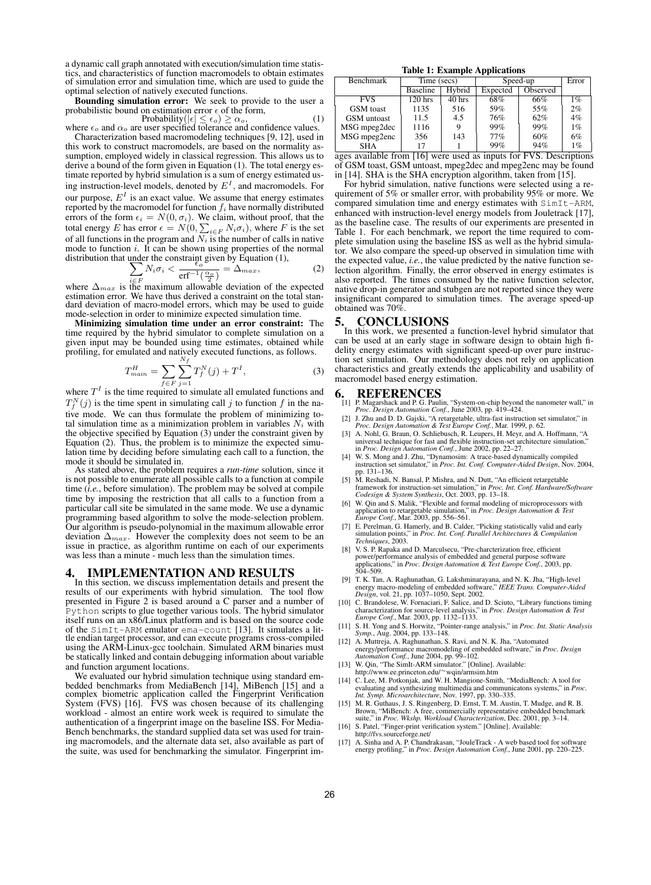a dynamic call graph annotated with execution/simulation time statistics, and characteristics of function macromodels to obtain estimates of simulation error and simulation time, which are used to guide the optimal selection of natively executed functions.

**Bounding simulation error:** We seek to provide to the user a probabilistic bound on estimation error $\epsilon$ of the form,

$$\text{Probability}(|\epsilon| \leq \epsilon_o) \geq \alpha_o, \tag{1}$$

where $\epsilon_o$ and $\alpha_o$ are user specified tolerance and confidence values.

Characterization based macromodeling techniques [9, 12], used in this work to construct macromodels, are based on the normality assumption, employed widely in classical regression. This allows us to derive a bound of the form given in Equation (1). The total energy estimate reported by hybrid simulation is a sum of energy estimated using instruction-level models, denoted by $E^I$, and macromodels. For our purpose, $E^I$ is an exact value. We assume that energy estimates reported by the macromodel for function $f_i$ have normally distributed errors of the form $\epsilon_i = N(0, \sigma_i)$. We claim, without proof, that the total energy $E$ has error $\epsilon = N(0, \sum_{i \in F} N_i \sigma_i)$, where $F$ is the set of all functions in the program and $N_i$ is the number of calls in native mode to function $i$. It can be shown using properties of the normal distribution that under the constraint given by Equation (1),

$$\sum_{i \in F} N_i \sigma_i < \frac{\epsilon_o}{\text{erf}^{-1}(\frac{\alpha_o}{2})} = \Delta_{max}, \tag{2}$$

where $\Delta_{max}$ is the maximum allowable deviation of the expected estimation error. We have thus derived a constraint on the total standard deviation of macro-model errors, which may be used to guide mode-selection in order to minimize expected simulation time.

**Minimizing simulation time under an error constraint:** The time required by the hybrid simulator to complete simulation on a given input may be bounded using time estimates, obtained while profiling, for emulated and natively executed functions, as follows.

$$T^H_{main} = \sum_{f \in F} \sum_{j=1}^{N_f} T^N_f(j) + T^I, \tag{3}$$

where $T^I$ is the time required to simulate all emulated functions and $T^N_f(j)$ is the time spent in simulating call $j$ to function $f$ in the native mode. We can thus formulate the problem of minimizing total simulation time as a minimization problem in variables $N_i$ with the objective specified by Equation (3) under the constraint given by Equation (2). Thus, the problem is to minimize the expected simulation time by deciding before simulating each call to a function, the mode it should be simulated in.

As stated above, the problem requires a *run-time* solution, since it is not possible to enumerate all possible calls to a function at compile time (*i.e.*, before simulation). The problem may be solved at compile time by imposing the restriction that all calls to a function from a particular call site be simulated in the same mode. We use a dynamic programming based algorithm to solve the mode-selection problem. Our algorithm is pseudo-polynomial in the maximum allowable error deviation $\Delta_{max}$. However the complexity does not seem to be an issue in practice, as algorithm runtime on each of our experiments was less than a minute - much less than the simulation times.

# 4. IMPLEMENTATION AND RESULTS

In this section, we discuss implementation details and present the results of our experiments with hybrid simulation. The tool flow presented in Figure 2 is based around a C parser and a number of `Python` scripts to glue together various tools. The hybrid simulator itself runs on an x86/Linux platform and is based on the source code of the `SimIt-ARM` emulator `ema-count` [13]. It simulates a little endian target processor, and can execute programs cross-compiled using the ARM-Linux-gcc toolchain. Simulated ARM binaries must be statically linked and contain debugging information about variable and function argument locations.

We evaluated our hybrid simulation technique using standard embedded benchmarks from MediaBench [14], MiBench [15] and a complex biometric application called the Fingerprint Verification System (FVS) [16]. FVS was chosen because of its challenging workload - almost an entire work week is required to simulate the authentication of a fingerprint image on the baseline ISS. For MediaBench benchmarks, the standard supplied data set was used for training macromodels, and the alternate data set, also available as part of the suite, was used for benchmarking the simulator. Fingerprint images available from [16] were used as inputs for FVS. Descriptions of GSM toast, GSM untoast, mpeg2dec and mpeg2enc may be found in [14]. SHA is the SHA encryption algorithm, taken from [15].

**Table 1: Example Applications**

| Benchmark | Time (secs) | | Speed-up | | Error |
|---|---|---|---|---|---|
| | Baseline | Hybrid | Expected | Observed | |
| FVS | 120 hrs | 40 hrs | 68% | 66% | 1% |
| GSM toast | 1135 | 516 | 59% | 55% | 2% |
| GSM untoast | 11.5 | 4.5 | 76% | 62% | 4% |
| MSG mpeg2dec | 1116 | 9 | 99% | 99% | 1% |
| MSG mpeg2enc | 356 | 143 | 77% | 60% | 6% |
| SHA | 17 | 1 | 99% | 94% | 1% |

For hybrid simulation, native functions were selected using a requirement of 5% or smaller error, with probability 95% or more. We compared simulation time and energy estimates with `SimIt-ARM`, enhanced with instruction-level energy models from Jouletrack [17], as the baseline case. The results of our experiments are presented in Table 1. For each benchmark, we report the time required to complete simulation using the baseline ISS as well as the hybrid simulator. We also compare the speed-up observed in simulation time with the expected value, *i.e.*, the value predicted by the native function selection algorithm. Finally, the error observed in energy estimates is also reported. The times consumed by the native function selector, native drop-in generator and stubgen are not reported since they were insignificant compared to simulation times. The average speed-up obtained was 70%.

# 5. CONCLUSIONS

In this work, we presented a function-level hybrid simulator that can be used at an early stage in software design to obtain high fidelity energy estimates with significant speed-up over pure instruction set simulation. Our methodology does not rely on application characteristics and greatly extends the applicability and usability of macromodel based energy estimation.

# 6. REFERENCES

[1] P. Magarshack and P. G. Paulin, "System-on-chip beyond the nanometer wall," in *Proc. Design Automation Conf.*, June 2003, pp. 419–424.

[2] J. Zhu and D. D. Gajski, "A retargetable, ultra-fast instruction set simulator," in *Proc. Design Automation & Test Europe Conf.*, Mar. 1999, p. 62.

[3] A. Nohl, G. Braun, O. Schliebusch, R. Leupers, H. Meyr, and A. Hoffmann, "A universal technique for fast and flexible instruction-set architecture simulation," in *Proc. Design Automation Conf.*, June 2002, pp. 22–27.

[4] W. S. Mong and J. Zhu, "Dynamosim: A trace-based dynamically compiled instruction set simulator," in *Proc. Int. Conf. Computer-Aided Design*, Nov. 2004, pp. 131–136.

[5] M. Reshadi, N. Bansal, P. Mishra, and N. Dutt, "An efficient retargetable framework for instruction-set simulation," in *Proc. Int. Conf. Hardware/Software Codesign & System Synthesis*, Oct. 2003, pp. 13–18.

[6] W. Qin and S. Malik, "Flexible and formal modeling of microprocessors with application to retargetable simulation," in *Proc. Design Automation & Test Europe Conf.*, Mar. 2003, pp. 556–561.

[7] E. Perelman, G. Hamerly, and B. Calder, "Picking statistically valid and early simulation points," in *Proc. Int. Conf. Parallel Architectures & Compilation Techniques*, 2003.

[8] V. S. P. Rapaka and D. Marculescu, "Pre-charcterization free, efficient power/performance analysis of embedded and general purpose software applications," in *Proc. Design Automation & Test Europe Conf.*, 2003, pp. 504–509.

[9] T. K. Tan, A. Raghunathan, G. Lakshminarayana, and N. K. Jha, "High-level energy macro-modeling of embedded software," *IEEE Trans. Computer-Aided Design*, vol. 21, pp. 1037–1050, Sept. 2002.

[10] C. Brandolese, W. Fornaciari, F. Salice, and D. Sciuto, "Library functions timing characterization for source-level analysis," in *Proc. Design Automation & Test Europe Conf.*, Mar. 2003, pp. 1132–1133.

[11] S. H. Yong and S. Horwitz, "Pointer-range analysis," in *Proc. Int. Static Analysis Symp.*, Aug. 2004, pp. 133–148.

[12] A. Muttreja, A. Raghunathan, S. Ravi, and N. K. Jha, "Automated energy/performance macromodeling of embedded software," in *Proc. Design Automation Conf.*, June 2004, pp. 99–102.

[13] W. Qin, "The SimIt-ARM simulator." [Online]. Available: http://www.ee.princeton.edu/~wqin/armsim.htm

[14] C. Lee, M. Potkonjak, and W. H. Mangione-Smith, "MediaBench: A tool for evaluating and synthesizing multimedia and communicatons systems," in *Proc. Int. Symp. Microarchitecture*, Nov. 1997, pp. 330–335.

[15] M. R. Guthaus, J. S. Ringenberg, D. Ernst, T. M. Austin, T. Mudge, and R. B. Brown, "MiBench: A free, commercially representative embedded benchmark suite," in *Proc. Wkshp. Workload Characterization*, Dec. 2001, pp. 3–14.

[16] S. Patel, "Finger-print verification system." [Online]. Available: http://fvs.sourceforge.net/

[17] A. Sinha and A. P. Chandrakasan, "JouleTrack - A web based tool for software energy profiling," in *Proc. Design Automation Conf.*, June 2001, pp. 220–225.